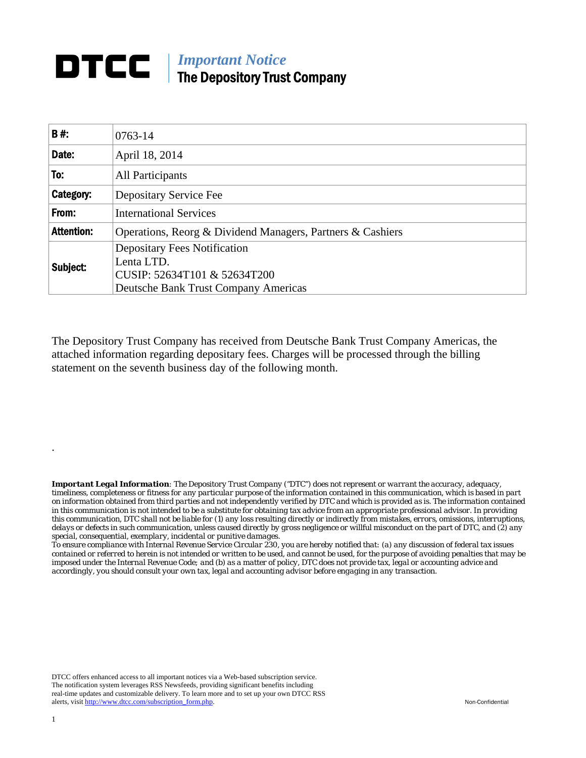# DTCC

***Important Notice***
**The Depository Trust Company**

| **B #:** | 0763-14 |
|---|---|
| **Date:** | April 18, 2014 |
| **To:** | All Participants |
| **Category:** | Depositary Service Fee |
| **From:** | International Services |
| **Attention:** | Operations, Reorg & Dividend Managers, Partners & Cashiers |
| **Subject:** | Depositary Fees Notification<br>Lenta LTD.<br>CUSIP: 52634T101 & 52634T200<br>Deutsche Bank Trust Company Americas |

The Depository Trust Company has received from Deutsche Bank Trust Company Americas, the attached information regarding depositary fees. Charges will be processed through the billing statement on the seventh business day of the following month.

.

***Important Legal Information***: *The Depository Trust Company ("DTC") does not represent or warrant the accuracy, adequacy, timeliness, completeness or fitness for any particular purpose of the information contained in this communication, which is based in part on information obtained from third parties and not independently verified by DTC and which is provided as is. The information contained in this communication is not intended to be a substitute for obtaining tax advice from an appropriate professional advisor. In providing this communication, DTC shall not be liable for (1) any loss resulting directly or indirectly from mistakes, errors, omissions, interruptions, delays or defects in such communication, unless caused directly by gross negligence or willful misconduct on the part of DTC, and (2) any special, consequential, exemplary, incidental or punitive damages.*
*To ensure compliance with Internal Revenue Service Circular 230, you are hereby notified that: (a) any discussion of federal tax issues contained or referred to herein is not intended or written to be used, and cannot be used, for the purpose of avoiding penalties that may be imposed under the Internal Revenue Code; and (b) as a matter of policy, DTC does not provide tax, legal or accounting advice and accordingly, you should consult your own tax, legal and accounting advisor before engaging in any transaction.*

DTCC offers enhanced access to all important notices via a Web-based subscription service. The notification system leverages RSS Newsfeeds, providing significant benefits including real-time updates and customizable delivery. To learn more and to set up your own DTCC RSS alerts, visit http://www.dtcc.com/subscription_form.php.

Non-Confidential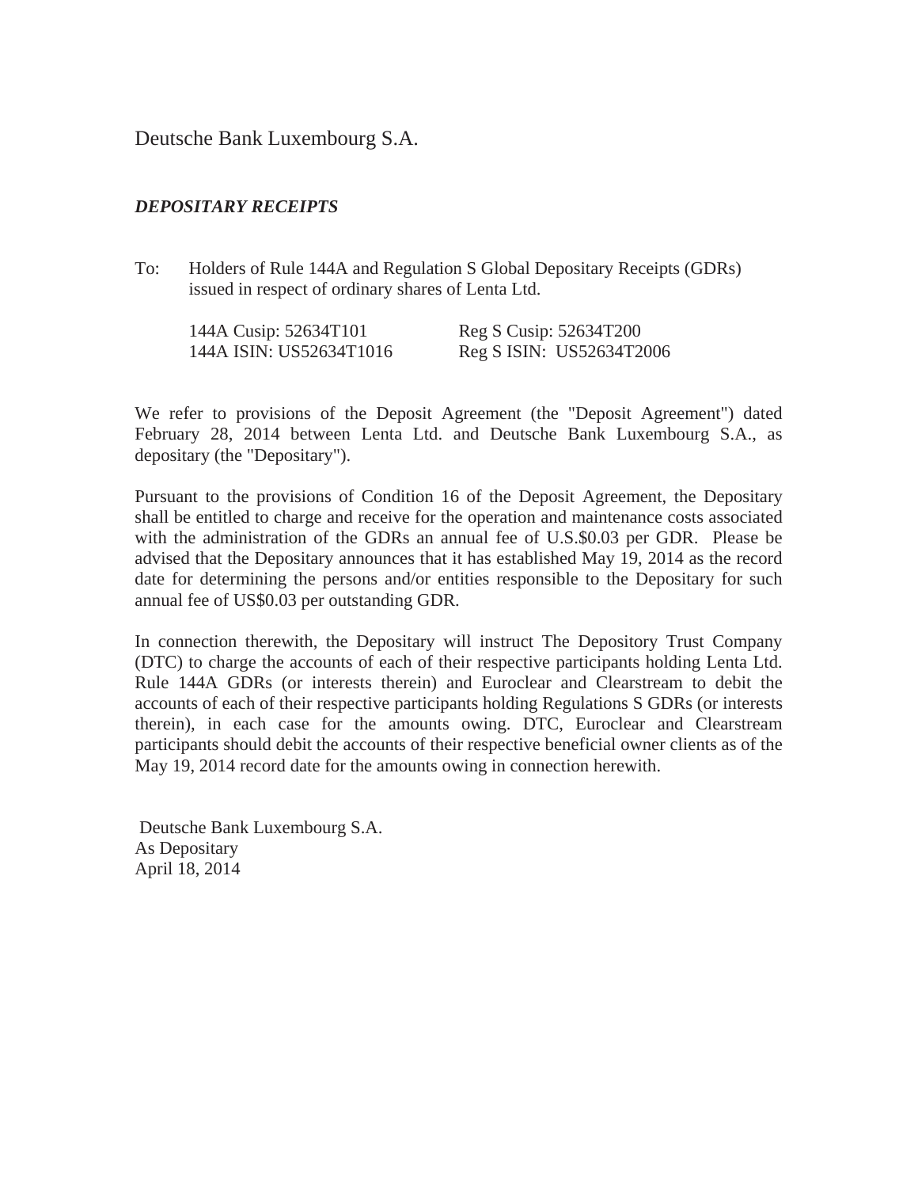Deutsche Bank Luxembourg S.A.

***DEPOSITARY RECEIPTS***

To: Holders of Rule 144A and Regulation S Global Depositary Receipts (GDRs) issued in respect of ordinary shares of Lenta Ltd.

| | |
|---|---|
| 144A Cusip: 52634T101 | Reg S Cusip: 52634T200 |
| 144A ISIN: US52634T1016 | Reg S ISIN: US52634T2006 |

We refer to provisions of the Deposit Agreement (the "Deposit Agreement") dated February 28, 2014 between Lenta Ltd. and Deutsche Bank Luxembourg S.A., as depositary (the "Depositary").

Pursuant to the provisions of Condition 16 of the Deposit Agreement, the Depositary shall be entitled to charge and receive for the operation and maintenance costs associated with the administration of the GDRs an annual fee of U.S.$0.03 per GDR. Please be advised that the Depositary announces that it has established May 19, 2014 as the record date for determining the persons and/or entities responsible to the Depositary for such annual fee of US$0.03 per outstanding GDR.

In connection therewith, the Depositary will instruct The Depository Trust Company (DTC) to charge the accounts of each of their respective participants holding Lenta Ltd. Rule 144A GDRs (or interests therein) and Euroclear and Clearstream to debit the accounts of each of their respective participants holding Regulations S GDRs (or interests therein), in each case for the amounts owing. DTC, Euroclear and Clearstream participants should debit the accounts of their respective beneficial owner clients as of the May 19, 2014 record date for the amounts owing in connection herewith.

Deutsche Bank Luxembourg S.A.  
As Depositary  
April 18, 2014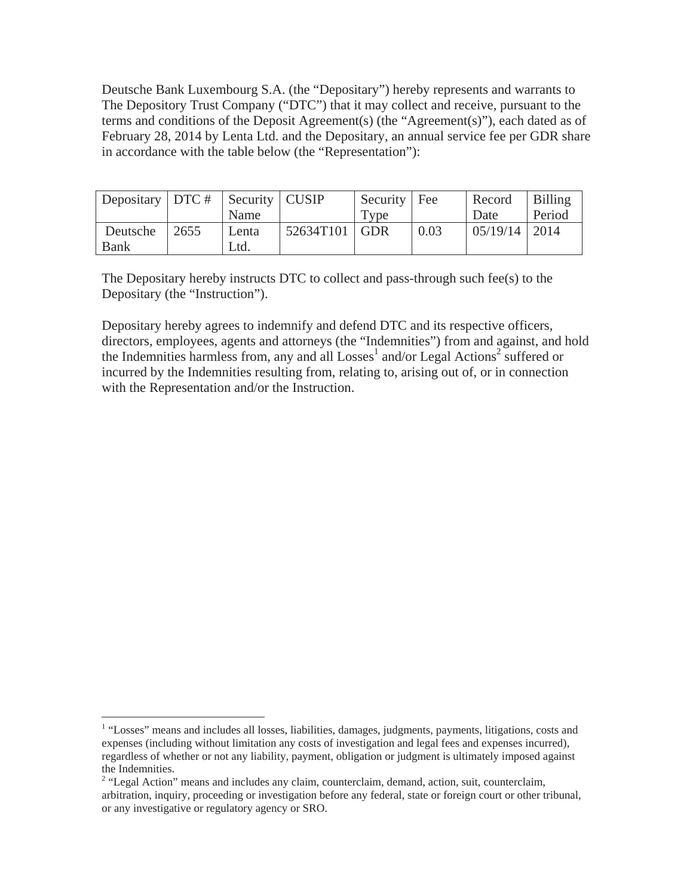Deutsche Bank Luxembourg S.A. (the "Depositary") hereby represents and warrants to The Depository Trust Company ("DTC") that it may collect and receive, pursuant to the terms and conditions of the Deposit Agreement(s) (the "Agreement(s)"), each dated as of February 28, 2014 by Lenta Ltd. and the Depositary, an annual service fee per GDR share in accordance with the table below (the "Representation"):

| Depositary | DTC # | Security Name | CUSIP | Security Type | Fee | Record Date | Billing Period |
|---|---|---|---|---|---|---|---|
| Deutsche Bank | 2655 | Lenta Ltd. | 52634T101 | GDR | 0.03 | 05/19/14 | 2014 |

The Depositary hereby instructs DTC to collect and pass-through such fee(s) to the Depositary (the "Instruction").

Depositary hereby agrees to indemnify and defend DTC and its respective officers, directors, employees, agents and attorneys (the "Indemnities") from and against, and hold the Indemnities harmless from, any and all Losses[1] and/or Legal Actions[2] suffered or incurred by the Indemnities resulting from, relating to, arising out of, or in connection with the Representation and/or the Instruction.

[1] "Losses" means and includes all losses, liabilities, damages, judgments, payments, litigations, costs and expenses (including without limitation any costs of investigation and legal fees and expenses incurred), regardless of whether or not any liability, payment, obligation or judgment is ultimately imposed against the Indemnities.

[2] "Legal Action" means and includes any claim, counterclaim, demand, action, suit, counterclaim, arbitration, inquiry, proceeding or investigation before any federal, state or foreign court or other tribunal, or any investigative or regulatory agency or SRO.